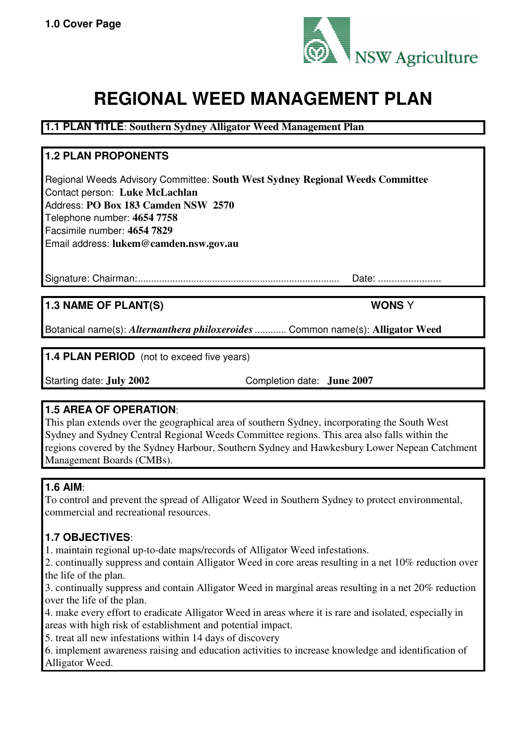**1.0 Cover Page**

NSW Agriculture

# REGIONAL WEED MANAGEMENT PLAN

**1.1 PLAN TITLE**: **Southern Sydney Alligator Weed Management Plan**

## 1.2 PLAN PROPONENTS

Regional Weeds Advisory Committee: **South West Sydney Regional Weeds Committee**
Contact person: **Luke McLachlan**
Address: **PO Box 183 Camden NSW 2570**
Telephone number: **4654 7758**
Facsimile number: **4654 7829**
Email address: **lukem@camden.nsw.gov.au**

Signature: Chairman:........................................................................... Date: .......................

## 1.3 NAME OF PLANT(S) WONS Y

Botanical name(s): ***Alternanthera philoxeroides*** ............ Common name(s): **Alligator Weed**

## 1.4 PLAN PERIOD (not to exceed five years)

Starting date: **July 2002** Completion date: **June 2007**

## 1.5 AREA OF OPERATION:

This plan extends over the geographical area of southern Sydney, incorporating the South West Sydney and Sydney Central Regional Weeds Committee regions. This area also falls within the regions covered by the Sydney Harbour, Southern Sydney and Hawkesbury Lower Nepean Catchment Management Boards (CMBs).

## 1.6 AIM:

To control and prevent the spread of Alligator Weed in Southern Sydney to protect environmental, commercial and recreational resources.

## 1.7 OBJECTIVES:

1. maintain regional up-to-date maps/records of Alligator Weed infestations.
2. continually suppress and contain Alligator Weed in core areas resulting in a net 10% reduction over the life of the plan.
3. continually suppress and contain Alligator Weed in marginal areas resulting in a net 20% reduction over the life of the plan.
4. make every effort to eradicate Alligator Weed in areas where it is rare and isolated, especially in areas with high risk of establishment and potential impact.
5. treat all new infestations within 14 days of discovery
6. implement awareness raising and education activities to increase knowledge and identification of Alligator Weed.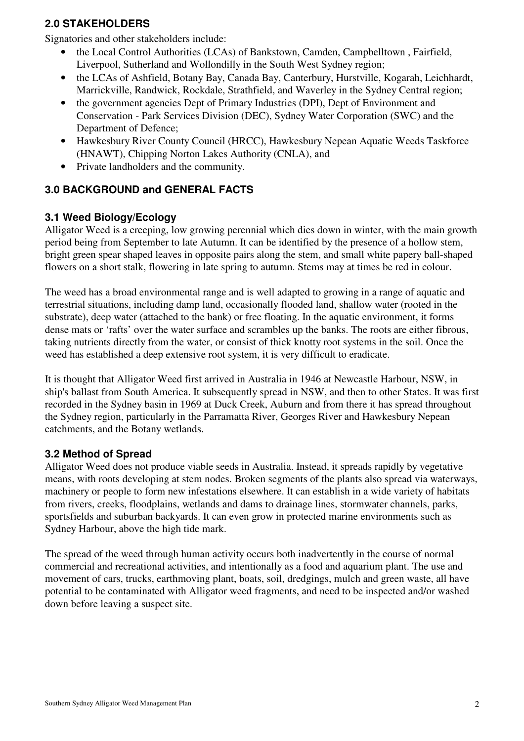## 2.0 STAKEHOLDERS

Signatories and other stakeholders include:

- the Local Control Authorities (LCAs) of Bankstown, Camden, Campbelltown , Fairfield, Liverpool, Sutherland and Wollondilly in the South West Sydney region;
- the LCAs of Ashfield, Botany Bay, Canada Bay, Canterbury, Hurstville, Kogarah, Leichhardt, Marrickville, Randwick, Rockdale, Strathfield, and Waverley in the Sydney Central region;
- the government agencies Dept of Primary Industries (DPI), Dept of Environment and Conservation - Park Services Division (DEC), Sydney Water Corporation (SWC) and the Department of Defence;
- Hawkesbury River County Council (HRCC), Hawkesbury Nepean Aquatic Weeds Taskforce (HNAWT), Chipping Norton Lakes Authority (CNLA), and
- Private landholders and the community.

## 3.0 BACKGROUND and GENERAL FACTS

### 3.1 Weed Biology/Ecology

Alligator Weed is a creeping, low growing perennial which dies down in winter, with the main growth period being from September to late Autumn. It can be identified by the presence of a hollow stem, bright green spear shaped leaves in opposite pairs along the stem, and small white papery ball-shaped flowers on a short stalk, flowering in late spring to autumn. Stems may at times be red in colour.

The weed has a broad environmental range and is well adapted to growing in a range of aquatic and terrestrial situations, including damp land, occasionally flooded land, shallow water (rooted in the substrate), deep water (attached to the bank) or free floating. In the aquatic environment, it forms dense mats or 'rafts' over the water surface and scrambles up the banks. The roots are either fibrous, taking nutrients directly from the water, or consist of thick knotty root systems in the soil. Once the weed has established a deep extensive root system, it is very difficult to eradicate.

It is thought that Alligator Weed first arrived in Australia in 1946 at Newcastle Harbour, NSW, in ship's ballast from South America. It subsequently spread in NSW, and then to other States. It was first recorded in the Sydney basin in 1969 at Duck Creek, Auburn and from there it has spread throughout the Sydney region, particularly in the Parramatta River, Georges River and Hawkesbury Nepean catchments, and the Botany wetlands.

### 3.2 Method of Spread

Alligator Weed does not produce viable seeds in Australia. Instead, it spreads rapidly by vegetative means, with roots developing at stem nodes. Broken segments of the plants also spread via waterways, machinery or people to form new infestations elsewhere. It can establish in a wide variety of habitats from rivers, creeks, floodplains, wetlands and dams to drainage lines, stormwater channels, parks, sportsfields and suburban backyards. It can even grow in protected marine environments such as Sydney Harbour, above the high tide mark.

The spread of the weed through human activity occurs both inadvertently in the course of normal commercial and recreational activities, and intentionally as a food and aquarium plant. The use and movement of cars, trucks, earthmoving plant, boats, soil, dredgings, mulch and green waste, all have potential to be contaminated with Alligator weed fragments, and need to be inspected and/or washed down before leaving a suspect site.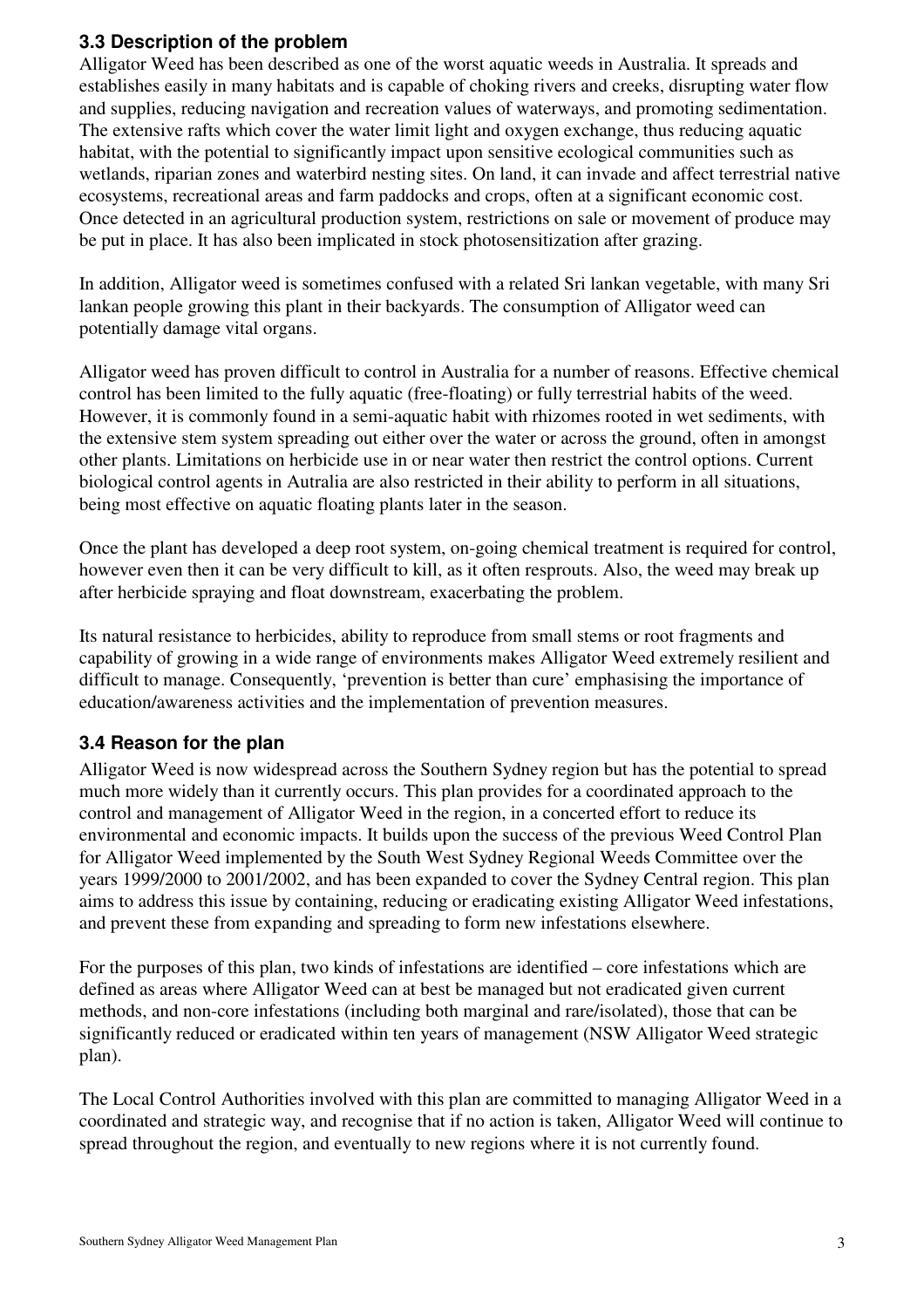### 3.3 Description of the problem

Alligator Weed has been described as one of the worst aquatic weeds in Australia. It spreads and establishes easily in many habitats and is capable of choking rivers and creeks, disrupting water flow and supplies, reducing navigation and recreation values of waterways, and promoting sedimentation. The extensive rafts which cover the water limit light and oxygen exchange, thus reducing aquatic habitat, with the potential to significantly impact upon sensitive ecological communities such as wetlands, riparian zones and waterbird nesting sites. On land, it can invade and affect terrestrial native ecosystems, recreational areas and farm paddocks and crops, often at a significant economic cost. Once detected in an agricultural production system, restrictions on sale or movement of produce may be put in place. It has also been implicated in stock photosensitization after grazing.

In addition, Alligator weed is sometimes confused with a related Sri lankan vegetable, with many Sri lankan people growing this plant in their backyards. The consumption of Alligator weed can potentially damage vital organs.

Alligator weed has proven difficult to control in Australia for a number of reasons. Effective chemical control has been limited to the fully aquatic (free-floating) or fully terrestrial habits of the weed. However, it is commonly found in a semi-aquatic habit with rhizomes rooted in wet sediments, with the extensive stem system spreading out either over the water or across the ground, often in amongst other plants. Limitations on herbicide use in or near water then restrict the control options. Current biological control agents in Autralia are also restricted in their ability to perform in all situations, being most effective on aquatic floating plants later in the season.

Once the plant has developed a deep root system, on-going chemical treatment is required for control, however even then it can be very difficult to kill, as it often resprouts. Also, the weed may break up after herbicide spraying and float downstream, exacerbating the problem.

Its natural resistance to herbicides, ability to reproduce from small stems or root fragments and capability of growing in a wide range of environments makes Alligator Weed extremely resilient and difficult to manage. Consequently, 'prevention is better than cure' emphasising the importance of education/awareness activities and the implementation of prevention measures.

### 3.4 Reason for the plan

Alligator Weed is now widespread across the Southern Sydney region but has the potential to spread much more widely than it currently occurs. This plan provides for a coordinated approach to the control and management of Alligator Weed in the region, in a concerted effort to reduce its environmental and economic impacts. It builds upon the success of the previous Weed Control Plan for Alligator Weed implemented by the South West Sydney Regional Weeds Committee over the years 1999/2000 to 2001/2002, and has been expanded to cover the Sydney Central region. This plan aims to address this issue by containing, reducing or eradicating existing Alligator Weed infestations, and prevent these from expanding and spreading to form new infestations elsewhere.

For the purposes of this plan, two kinds of infestations are identified – core infestations which are defined as areas where Alligator Weed can at best be managed but not eradicated given current methods, and non-core infestations (including both marginal and rare/isolated), those that can be significantly reduced or eradicated within ten years of management (NSW Alligator Weed strategic plan).

The Local Control Authorities involved with this plan are committed to managing Alligator Weed in a coordinated and strategic way, and recognise that if no action is taken, Alligator Weed will continue to spread throughout the region, and eventually to new regions where it is not currently found.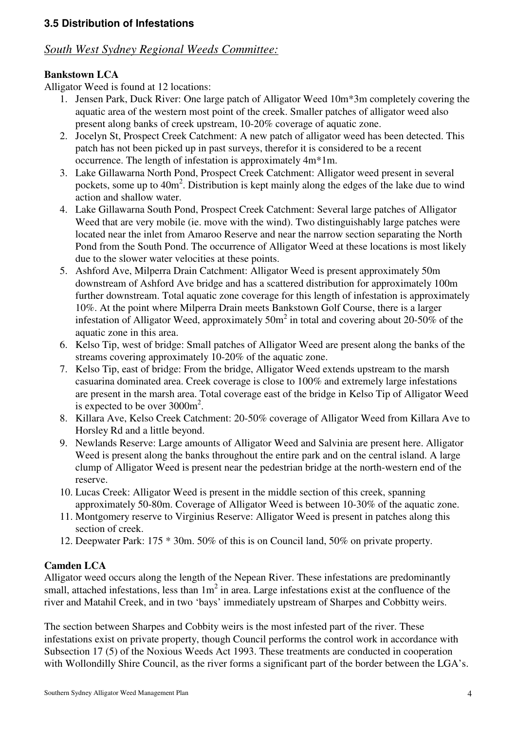### 3.5 Distribution of Infestations

*South West Sydney Regional Weeds Committee:*

**Bankstown LCA**

Alligator Weed is found at 12 locations:

1. Jensen Park, Duck River: One large patch of Alligator Weed 10m*3m completely covering the aquatic area of the western most point of the creek. Smaller patches of alligator weed also present along banks of creek upstream, 10-20% coverage of aquatic zone.
2. Jocelyn St, Prospect Creek Catchment: A new patch of alligator weed has been detected. This patch has not been picked up in past surveys, therefor it is considered to be a recent occurrence. The length of infestation is approximately 4m*1m.
3. Lake Gillawarna North Pond, Prospect Creek Catchment: Alligator weed present in several pockets, some up to $40m^2$. Distribution is kept mainly along the edges of the lake due to wind action and shallow water.
4. Lake Gillawarna South Pond, Prospect Creek Catchment: Several large patches of Alligator Weed that are very mobile (ie. move with the wind). Two distinguishably large patches were located near the inlet from Amaroo Reserve and near the narrow section separating the North Pond from the South Pond. The occurrence of Alligator Weed at these locations is most likely due to the slower water velocities at these points.
5. Ashford Ave, Milperra Drain Catchment: Alligator Weed is present approximately 50m downstream of Ashford Ave bridge and has a scattered distribution for approximately 100m further downstream. Total aquatic zone coverage for this length of infestation is approximately 10%. At the point where Milperra Drain meets Bankstown Golf Course, there is a larger infestation of Alligator Weed, approximately $50m^2$ in total and covering about 20-50% of the aquatic zone in this area.
6. Kelso Tip, west of bridge: Small patches of Alligator Weed are present along the banks of the streams covering approximately 10-20% of the aquatic zone.
7. Kelso Tip, east of bridge: From the bridge, Alligator Weed extends upstream to the marsh casuarina dominated area. Creek coverage is close to 100% and extremely large infestations are present in the marsh area. Total coverage east of the bridge in Kelso Tip of Alligator Weed is expected to be over $3000m^2$.
8. Killara Ave, Kelso Creek Catchment: 20-50% coverage of Alligator Weed from Killara Ave to Horsley Rd and a little beyond.
9. Newlands Reserve: Large amounts of Alligator Weed and Salvinia are present here. Alligator Weed is present along the banks throughout the entire park and on the central island. A large clump of Alligator Weed is present near the pedestrian bridge at the north-western end of the reserve.
10. Lucas Creek: Alligator Weed is present in the middle section of this creek, spanning approximately 50-80m. Coverage of Alligator Weed is between 10-30% of the aquatic zone.
11. Montgomery reserve to Virginius Reserve: Alligator Weed is present in patches along this section of creek.
12. Deepwater Park: 175 * 30m. 50% of this is on Council land, 50% on private property.

**Camden LCA**

Alligator weed occurs along the length of the Nepean River. These infestations are predominantly small, attached infestations, less than $1m^2$ in area. Large infestations exist at the confluence of the river and Matahil Creek, and in two 'bays' immediately upstream of Sharpes and Cobbitty weirs.

The section between Sharpes and Cobbity weirs is the most infested part of the river. These infestations exist on private property, though Council performs the control work in accordance with Subsection 17 (5) of the Noxious Weeds Act 1993. These treatments are conducted in cooperation with Wollondilly Shire Council, as the river forms a significant part of the border between the LGA's.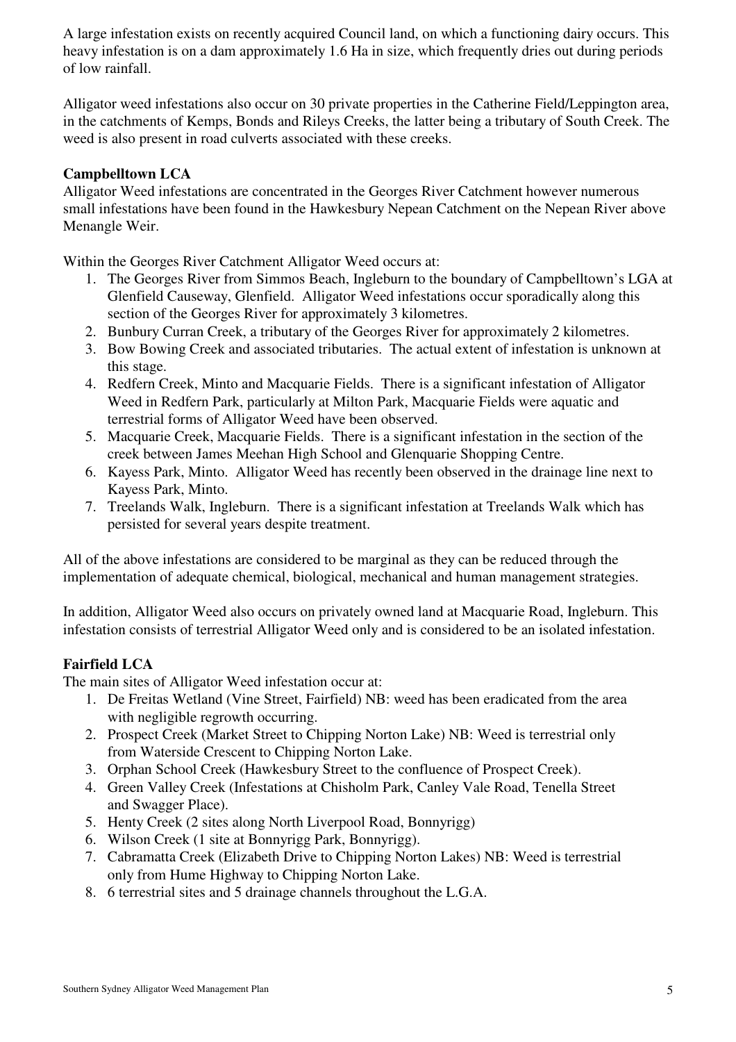A large infestation exists on recently acquired Council land, on which a functioning dairy occurs. This heavy infestation is on a dam approximately 1.6 Ha in size, which frequently dries out during periods of low rainfall.

Alligator weed infestations also occur on 30 private properties in the Catherine Field/Leppington area, in the catchments of Kemps, Bonds and Rileys Creeks, the latter being a tributary of South Creek. The weed is also present in road culverts associated with these creeks.

**Campbelltown LCA**

Alligator Weed infestations are concentrated in the Georges River Catchment however numerous small infestations have been found in the Hawkesbury Nepean Catchment on the Nepean River above Menangle Weir.

Within the Georges River Catchment Alligator Weed occurs at:

1. The Georges River from Simmos Beach, Ingleburn to the boundary of Campbelltown's LGA at Glenfield Causeway, Glenfield. Alligator Weed infestations occur sporadically along this section of the Georges River for approximately 3 kilometres.
2. Bunbury Curran Creek, a tributary of the Georges River for approximately 2 kilometres.
3. Bow Bowing Creek and associated tributaries. The actual extent of infestation is unknown at this stage.
4. Redfern Creek, Minto and Macquarie Fields. There is a significant infestation of Alligator Weed in Redfern Park, particularly at Milton Park, Macquarie Fields were aquatic and terrestrial forms of Alligator Weed have been observed.
5. Macquarie Creek, Macquarie Fields. There is a significant infestation in the section of the creek between James Meehan High School and Glenquarie Shopping Centre.
6. Kayess Park, Minto. Alligator Weed has recently been observed in the drainage line next to Kayess Park, Minto.
7. Treelands Walk, Ingleburn. There is a significant infestation at Treelands Walk which has persisted for several years despite treatment.

All of the above infestations are considered to be marginal as they can be reduced through the implementation of adequate chemical, biological, mechanical and human management strategies.

In addition, Alligator Weed also occurs on privately owned land at Macquarie Road, Ingleburn. This infestation consists of terrestrial Alligator Weed only and is considered to be an isolated infestation.

**Fairfield LCA**

The main sites of Alligator Weed infestation occur at:

1. De Freitas Wetland (Vine Street, Fairfield) NB: weed has been eradicated from the area with negligible regrowth occurring.
2. Prospect Creek (Market Street to Chipping Norton Lake) NB: Weed is terrestrial only from Waterside Crescent to Chipping Norton Lake.
3. Orphan School Creek (Hawkesbury Street to the confluence of Prospect Creek).
4. Green Valley Creek (Infestations at Chisholm Park, Canley Vale Road, Tenella Street and Swagger Place).
5. Henty Creek (2 sites along North Liverpool Road, Bonnyrigg)
6. Wilson Creek (1 site at Bonnyrigg Park, Bonnyrigg).
7. Cabramatta Creek (Elizabeth Drive to Chipping Norton Lakes) NB: Weed is terrestrial only from Hume Highway to Chipping Norton Lake.
8. 6 terrestrial sites and 5 drainage channels throughout the L.G.A.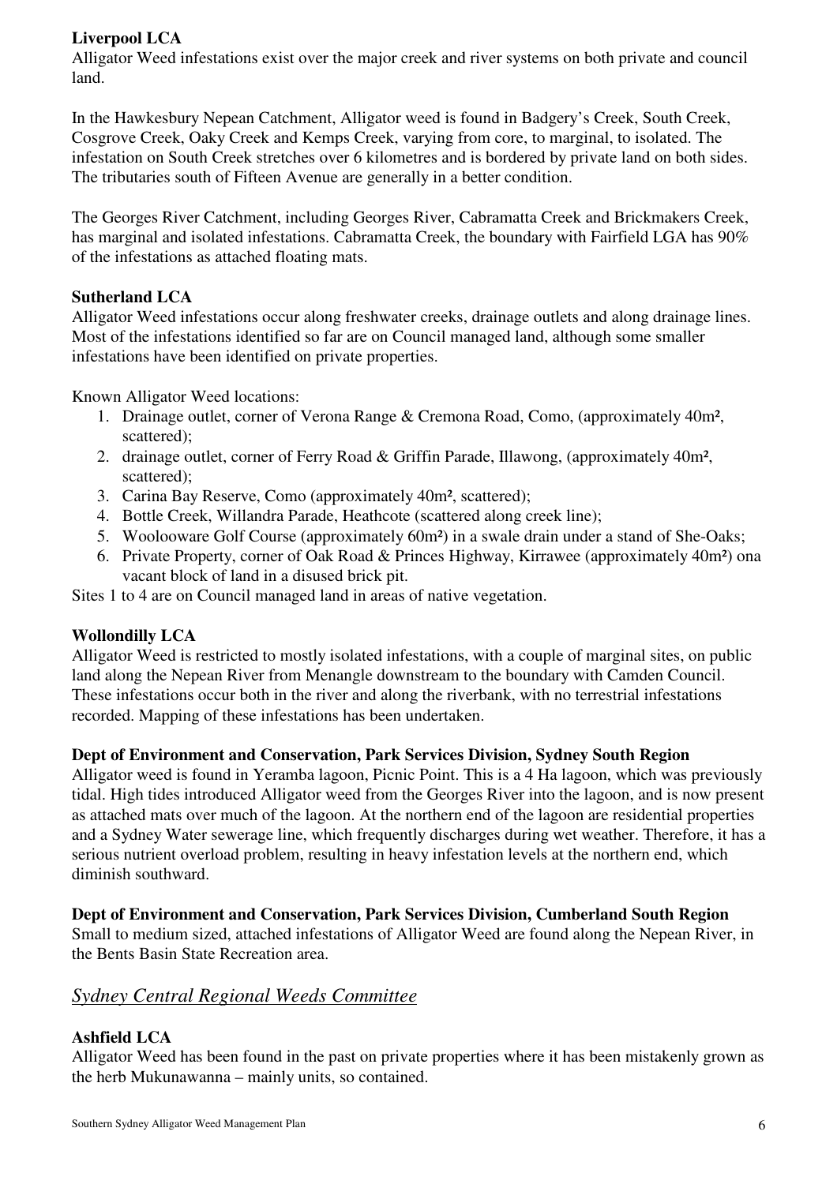**Liverpool LCA**
Alligator Weed infestations exist over the major creek and river systems on both private and council land.

In the Hawkesbury Nepean Catchment, Alligator weed is found in Badgery's Creek, South Creek, Cosgrove Creek, Oaky Creek and Kemps Creek, varying from core, to marginal, to isolated. The infestation on South Creek stretches over 6 kilometres and is bordered by private land on both sides. The tributaries south of Fifteen Avenue are generally in a better condition.

The Georges River Catchment, including Georges River, Cabramatta Creek and Brickmakers Creek, has marginal and isolated infestations. Cabramatta Creek, the boundary with Fairfield LGA has 90% of the infestations as attached floating mats.

**Sutherland LCA**
Alligator Weed infestations occur along freshwater creeks, drainage outlets and along drainage lines. Most of the infestations identified so far are on Council managed land, although some smaller infestations have been identified on private properties.

Known Alligator Weed locations:

1. Drainage outlet, corner of Verona Range & Cremona Road, Como, (approximately 40m², scattered);
2. drainage outlet, corner of Ferry Road & Griffin Parade, Illawong, (approximately 40m², scattered);
3. Carina Bay Reserve, Como (approximately 40m², scattered);
4. Bottle Creek, Willandra Parade, Heathcote (scattered along creek line);
5. Woolooware Golf Course (approximately 60m²) in a swale drain under a stand of She-Oaks;
6. Private Property, corner of Oak Road & Princes Highway, Kirrawee (approximately 40m²) ona vacant block of land in a disused brick pit.

Sites 1 to 4 are on Council managed land in areas of native vegetation.

**Wollondilly LCA**
Alligator Weed is restricted to mostly isolated infestations, with a couple of marginal sites, on public land along the Nepean River from Menangle downstream to the boundary with Camden Council. These infestations occur both in the river and along the riverbank, with no terrestrial infestations recorded. Mapping of these infestations has been undertaken.

**Dept of Environment and Conservation, Park Services Division, Sydney South Region**
Alligator weed is found in Yeramba lagoon, Picnic Point. This is a 4 Ha lagoon, which was previously tidal. High tides introduced Alligator weed from the Georges River into the lagoon, and is now present as attached mats over much of the lagoon. At the northern end of the lagoon are residential properties and a Sydney Water sewerage line, which frequently discharges during wet weather. Therefore, it has a serious nutrient overload problem, resulting in heavy infestation levels at the northern end, which diminish southward.

**Dept of Environment and Conservation, Park Services Division, Cumberland South Region**
Small to medium sized, attached infestations of Alligator Weed are found along the Nepean River, in the Bents Basin State Recreation area.

## *Sydney Central Regional Weeds Committee*

**Ashfield LCA**
Alligator Weed has been found in the past on private properties where it has been mistakenly grown as the herb Mukunawanna – mainly units, so contained.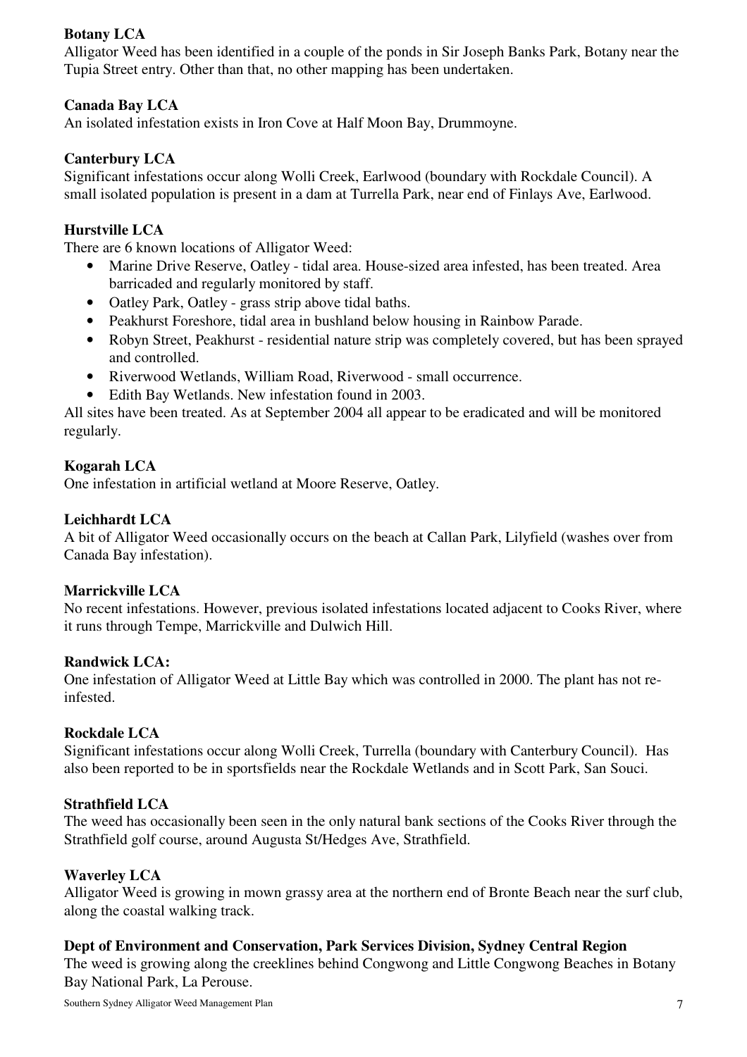**Botany LCA**

Alligator Weed has been identified in a couple of the ponds in Sir Joseph Banks Park, Botany near the Tupia Street entry. Other than that, no other mapping has been undertaken.

**Canada Bay LCA**

An isolated infestation exists in Iron Cove at Half Moon Bay, Drummoyne.

**Canterbury LCA**

Significant infestations occur along Wolli Creek, Earlwood (boundary with Rockdale Council). A small isolated population is present in a dam at Turrella Park, near end of Finlays Ave, Earlwood.

**Hurstville LCA**

There are 6 known locations of Alligator Weed:

- Marine Drive Reserve, Oatley - tidal area. House-sized area infested, has been treated. Area barricaded and regularly monitored by staff.
- Oatley Park, Oatley - grass strip above tidal baths.
- Peakhurst Foreshore, tidal area in bushland below housing in Rainbow Parade.
- Robyn Street, Peakhurst - residential nature strip was completely covered, but has been sprayed and controlled.
- Riverwood Wetlands, William Road, Riverwood - small occurrence.
- Edith Bay Wetlands. New infestation found in 2003.

All sites have been treated. As at September 2004 all appear to be eradicated and will be monitored regularly.

**Kogarah LCA**

One infestation in artificial wetland at Moore Reserve, Oatley.

**Leichhardt LCA**

A bit of Alligator Weed occasionally occurs on the beach at Callan Park, Lilyfield (washes over from Canada Bay infestation).

**Marrickville LCA**

No recent infestations. However, previous isolated infestations located adjacent to Cooks River, where it runs through Tempe, Marrickville and Dulwich Hill.

**Randwick LCA:**

One infestation of Alligator Weed at Little Bay which was controlled in 2000. The plant has not re-infested.

**Rockdale LCA**

Significant infestations occur along Wolli Creek, Turrella (boundary with Canterbury Council). Has also been reported to be in sportsfields near the Rockdale Wetlands and in Scott Park, San Souci.

**Strathfield LCA**

The weed has occasionally been seen in the only natural bank sections of the Cooks River through the Strathfield golf course, around Augusta St/Hedges Ave, Strathfield.

**Waverley LCA**

Alligator Weed is growing in mown grassy area at the northern end of Bronte Beach near the surf club, along the coastal walking track.

**Dept of Environment and Conservation, Park Services Division, Sydney Central Region**

The weed is growing along the creeklines behind Congwong and Little Congwong Beaches in Botany Bay National Park, La Perouse.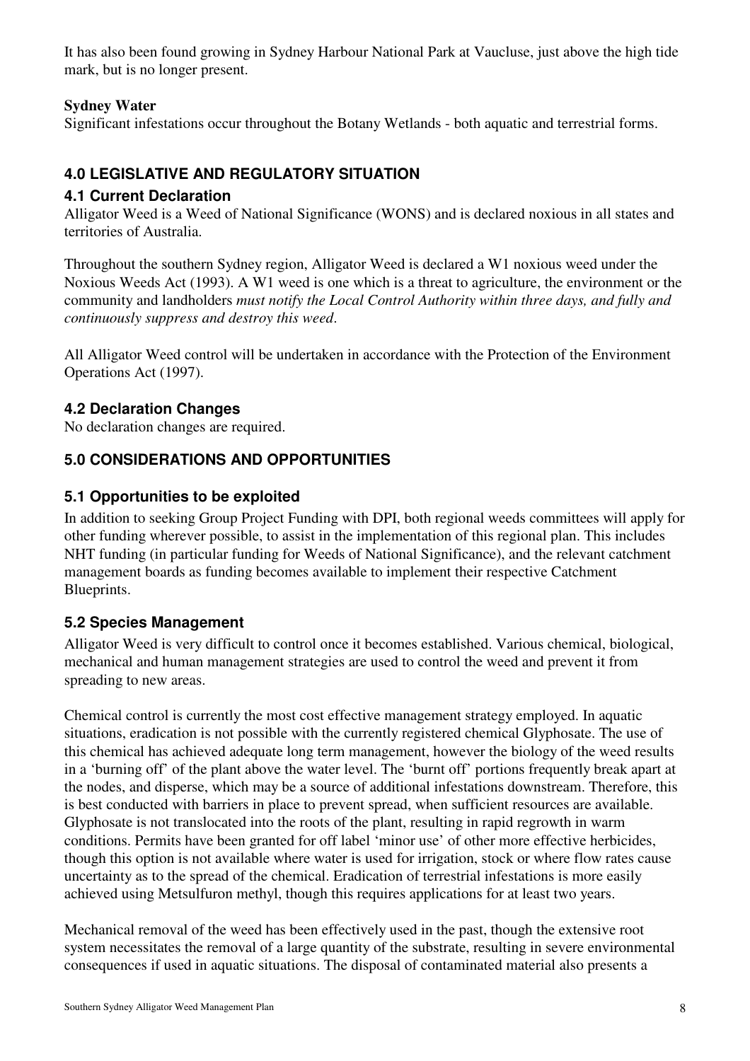It has also been found growing in Sydney Harbour National Park at Vaucluse, just above the high tide mark, but is no longer present.

**Sydney Water**

Significant infestations occur throughout the Botany Wetlands - both aquatic and terrestrial forms.

## 4.0 LEGISLATIVE AND REGULATORY SITUATION

### 4.1 Current Declaration

Alligator Weed is a Weed of National Significance (WONS) and is declared noxious in all states and territories of Australia.

Throughout the southern Sydney region, Alligator Weed is declared a W1 noxious weed under the Noxious Weeds Act (1993). A W1 weed is one which is a threat to agriculture, the environment or the community and landholders *must notify the Local Control Authority within three days, and fully and continuously suppress and destroy this weed*.

All Alligator Weed control will be undertaken in accordance with the Protection of the Environment Operations Act (1997).

### 4.2 Declaration Changes

No declaration changes are required.

## 5.0 CONSIDERATIONS AND OPPORTUNITIES

### 5.1 Opportunities to be exploited

In addition to seeking Group Project Funding with DPI, both regional weeds committees will apply for other funding wherever possible, to assist in the implementation of this regional plan. This includes NHT funding (in particular funding for Weeds of National Significance), and the relevant catchment management boards as funding becomes available to implement their respective Catchment Blueprints.

### 5.2 Species Management

Alligator Weed is very difficult to control once it becomes established. Various chemical, biological, mechanical and human management strategies are used to control the weed and prevent it from spreading to new areas.

Chemical control is currently the most cost effective management strategy employed. In aquatic situations, eradication is not possible with the currently registered chemical Glyphosate. The use of this chemical has achieved adequate long term management, however the biology of the weed results in a 'burning off' of the plant above the water level. The 'burnt off' portions frequently break apart at the nodes, and disperse, which may be a source of additional infestations downstream. Therefore, this is best conducted with barriers in place to prevent spread, when sufficient resources are available. Glyphosate is not translocated into the roots of the plant, resulting in rapid regrowth in warm conditions. Permits have been granted for off label 'minor use' of other more effective herbicides, though this option is not available where water is used for irrigation, stock or where flow rates cause uncertainty as to the spread of the chemical. Eradication of terrestrial infestations is more easily achieved using Metsulfuron methyl, though this requires applications for at least two years.

Mechanical removal of the weed has been effectively used in the past, though the extensive root system necessitates the removal of a large quantity of the substrate, resulting in severe environmental consequences if used in aquatic situations. The disposal of contaminated material also presents a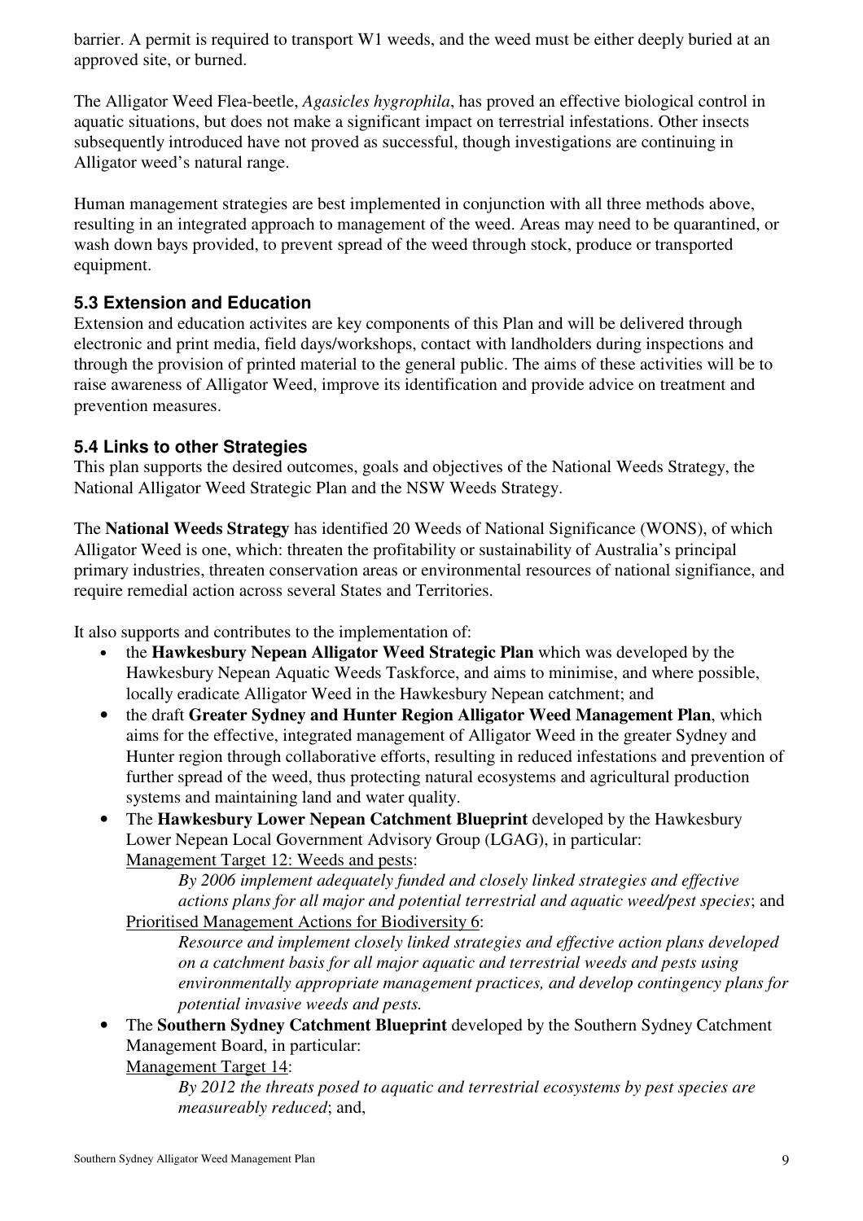barrier. A permit is required to transport W1 weeds, and the weed must be either deeply buried at an approved site, or burned.

The Alligator Weed Flea-beetle, *Agasicles hygrophila*, has proved an effective biological control in aquatic situations, but does not make a significant impact on terrestrial infestations. Other insects subsequently introduced have not proved as successful, though investigations are continuing in Alligator weed's natural range.

Human management strategies are best implemented in conjunction with all three methods above, resulting in an integrated approach to management of the weed. Areas may need to be quarantined, or wash down bays provided, to prevent spread of the weed through stock, produce or transported equipment.

### 5.3 Extension and Education

Extension and education activites are key components of this Plan and will be delivered through electronic and print media, field days/workshops, contact with landholders during inspections and through the provision of printed material to the general public. The aims of these activities will be to raise awareness of Alligator Weed, improve its identification and provide advice on treatment and prevention measures.

### 5.4 Links to other Strategies

This plan supports the desired outcomes, goals and objectives of the National Weeds Strategy, the National Alligator Weed Strategic Plan and the NSW Weeds Strategy.

The **National Weeds Strategy** has identified 20 Weeds of National Significance (WONS), of which Alligator Weed is one, which: threaten the profitability or sustainability of Australia's principal primary industries, threaten conservation areas or environmental resources of national signifiance, and require remedial action across several States and Territories.

It also supports and contributes to the implementation of:

- the **Hawkesbury Nepean Alligator Weed Strategic Plan** which was developed by the Hawkesbury Nepean Aquatic Weeds Taskforce, and aims to minimise, and where possible, locally eradicate Alligator Weed in the Hawkesbury Nepean catchment; and
- the draft **Greater Sydney and Hunter Region Alligator Weed Management Plan**, which aims for the effective, integrated management of Alligator Weed in the greater Sydney and Hunter region through collaborative efforts, resulting in reduced infestations and prevention of further spread of the weed, thus protecting natural ecosystems and agricultural production systems and maintaining land and water quality.
- The **Hawkesbury Lower Nepean Catchment Blueprint** developed by the Hawkesbury Lower Nepean Local Government Advisory Group (LGAG), in particular:
  Management Target 12: Weeds and pests:
  > *By 2006 implement adequately funded and closely linked strategies and effective actions plans for all major and potential terrestrial and aquatic weed/pest species*; and

  Prioritised Management Actions for Biodiversity 6:
  > *Resource and implement closely linked strategies and effective action plans developed on a catchment basis for all major aquatic and terrestrial weeds and pests using environmentally appropriate management practices, and develop contingency plans for potential invasive weeds and pests.*
- The **Southern Sydney Catchment Blueprint** developed by the Southern Sydney Catchment Management Board, in particular:
  Management Target 14:
  > *By 2012 the threats posed to aquatic and terrestrial ecosystems by pest species are measureably reduced*; and,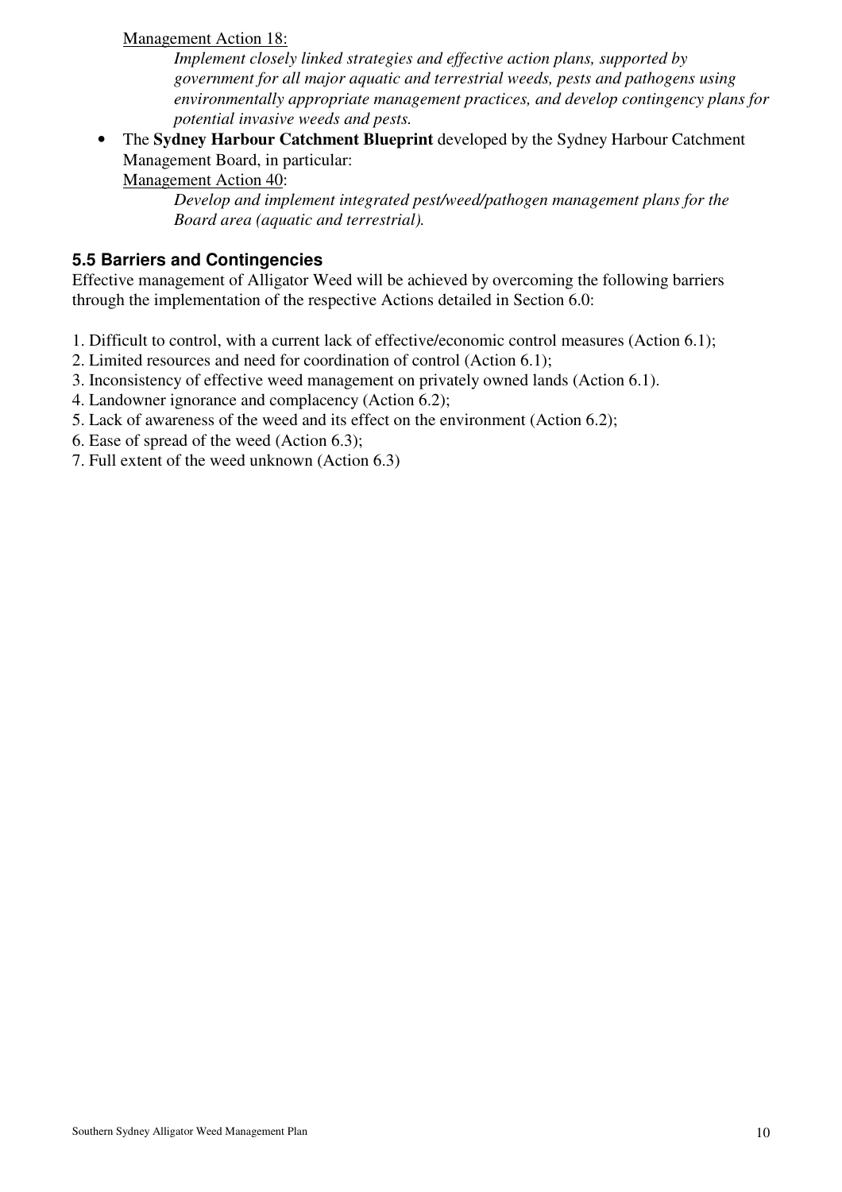Management Action 18:

*Implement closely linked strategies and effective action plans, supported by government for all major aquatic and terrestrial weeds, pests and pathogens using environmentally appropriate management practices, and develop contingency plans for potential invasive weeds and pests.*

- The **Sydney Harbour Catchment Blueprint** developed by the Sydney Harbour Catchment Management Board, in particular:

  Management Action 40:

  *Develop and implement integrated pest/weed/pathogen management plans for the Board area (aquatic and terrestrial).*

### 5.5 Barriers and Contingencies

Effective management of Alligator Weed will be achieved by overcoming the following barriers through the implementation of the respective Actions detailed in Section 6.0:

1. Difficult to control, with a current lack of effective/economic control measures (Action 6.1);
2. Limited resources and need for coordination of control (Action 6.1);
3. Inconsistency of effective weed management on privately owned lands (Action 6.1).
4. Landowner ignorance and complacency (Action 6.2);
5. Lack of awareness of the weed and its effect on the environment (Action 6.2);
6. Ease of spread of the weed (Action 6.3);
7. Full extent of the weed unknown (Action 6.3)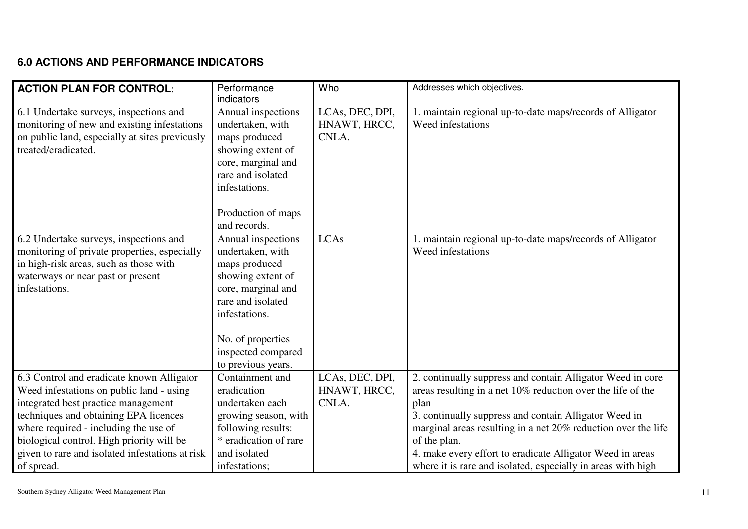## 6.0 ACTIONS AND PERFORMANCE INDICATORS

| **ACTION PLAN FOR CONTROL**: | Performance indicators | Who | Addresses which objectives. |
|---|---|---|---|
| 6.1 Undertake surveys, inspections and monitoring of new and existing infestations on public land, especially at sites previously treated/eradicated. | Annual inspections undertaken, with maps produced showing extent of core, marginal and rare and isolated infestations.<br><br>Production of maps and records. | LCAs, DEC, DPI, HNAWT, HRCC, CNLA. | 1. maintain regional up-to-date maps/records of Alligator Weed infestations |
| 6.2 Undertake surveys, inspections and monitoring of private properties, especially in high-risk areas, such as those with waterways or near past or present infestations. | Annual inspections undertaken, with maps produced showing extent of core, marginal and rare and isolated infestations.<br><br>No. of properties inspected compared to previous years. | LCAs | 1. maintain regional up-to-date maps/records of Alligator Weed infestations |
| 6.3 Control and eradicate known Alligator Weed infestations on public land - using integrated best practice management techniques and obtaining EPA licences where required - including the use of biological control. High priority will be given to rare and isolated infestations at risk of spread. | Containment and eradication undertaken each growing season, with following results:<br>* eradication of rare and isolated infestations; | LCAs, DEC, DPI, HNAWT, HRCC, CNLA. | 2. continually suppress and contain Alligator Weed in core areas resulting in a net 10% reduction over the life of the plan<br>3. continually suppress and contain Alligator Weed in marginal areas resulting in a net 20% reduction over the life of the plan.<br>4. make every effort to eradicate Alligator Weed in areas where it is rare and isolated, especially in areas with high |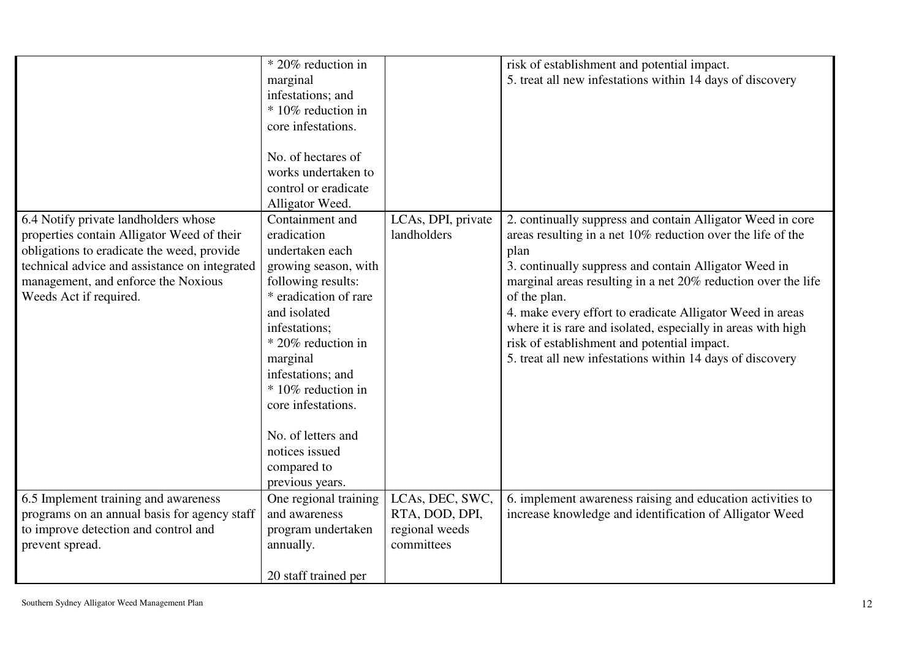| | | | |
|---|---|---|---|
| | * 20% reduction in marginal infestations; and<br>* 10% reduction in core infestations.<br><br>No. of hectares of works undertaken to control or eradicate Alligator Weed. | | risk of establishment and potential impact.<br>5. treat all new infestations within 14 days of discovery |
| 6.4 Notify private landholders whose properties contain Alligator Weed of their obligations to eradicate the weed, provide technical advice and assistance on integrated management, and enforce the Noxious Weeds Act if required. | Containment and eradication undertaken each growing season, with following results:<br>* eradication of rare and isolated infestations;<br>* 20% reduction in marginal infestations; and<br>* 10% reduction in core infestations.<br><br>No. of letters and notices issued compared to previous years. | LCAs, DPI, private landholders | 2. continually suppress and contain Alligator Weed in core areas resulting in a net 10% reduction over the life of the plan<br>3. continually suppress and contain Alligator Weed in marginal areas resulting in a net 20% reduction over the life of the plan.<br>4. make every effort to eradicate Alligator Weed in areas where it is rare and isolated, especially in areas with high risk of establishment and potential impact.<br>5. treat all new infestations within 14 days of discovery |
| 6.5 Implement training and awareness programs on an annual basis for agency staff to improve detection and control and prevent spread. | One regional training and awareness program undertaken annually.<br><br>20 staff trained per | LCAs, DEC, SWC, RTA, DOD, DPI, regional weeds committees | 6. implement awareness raising and education activities to increase knowledge and identification of Alligator Weed |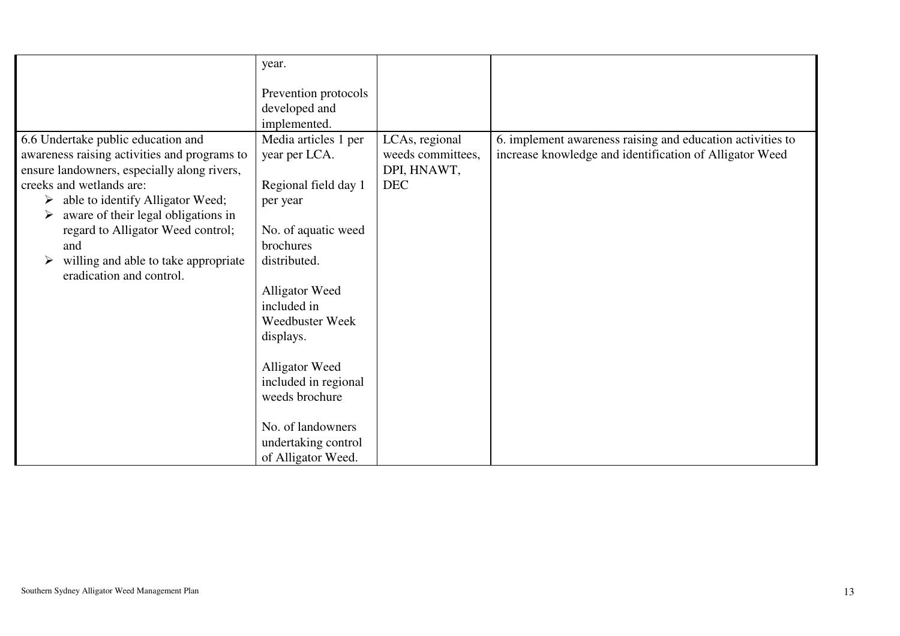| | | | |
|---|---|---|---|
| | year.<br><br>Prevention protocols developed and implemented. | | |
| 6.6 Undertake public education and awareness raising activities and programs to ensure landowners, especially along rivers, creeks and wetlands are:<br>➢ able to identify Alligator Weed;<br>➢ aware of their legal obligations in regard to Alligator Weed control; and<br>➢ willing and able to take appropriate eradication and control. | Media articles 1 per year per LCA.<br><br>Regional field day 1 per year<br><br>No. of aquatic weed brochures distributed.<br><br>Alligator Weed included in Weedbuster Week displays.<br><br>Alligator Weed included in regional weeds brochure<br><br>No. of landowners undertaking control of Alligator Weed. | LCAs, regional weeds committees, DPI, HNAWT, DEC | 6. implement awareness raising and education activities to increase knowledge and identification of Alligator Weed |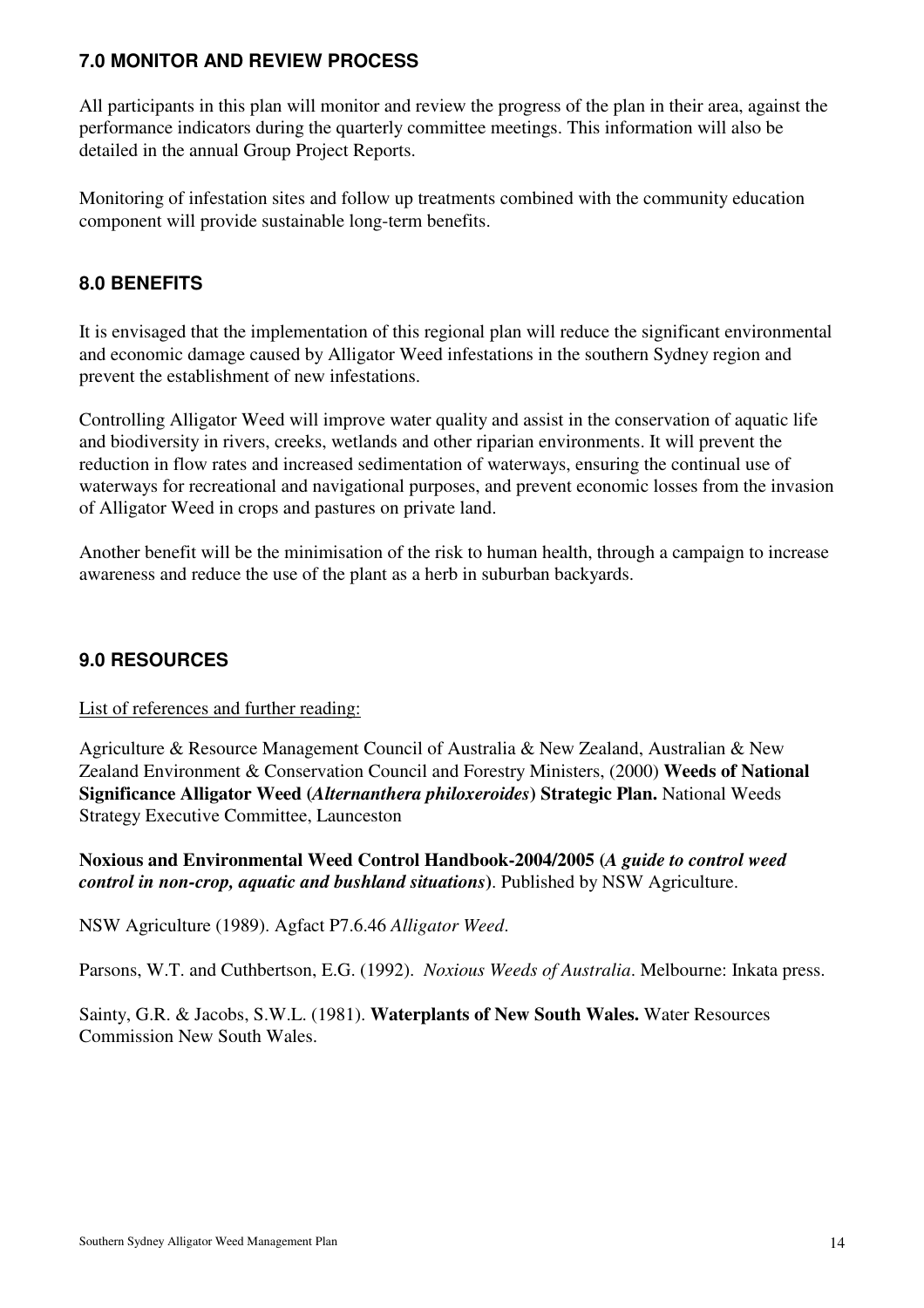## 7.0 MONITOR AND REVIEW PROCESS

All participants in this plan will monitor and review the progress of the plan in their area, against the performance indicators during the quarterly committee meetings. This information will also be detailed in the annual Group Project Reports.

Monitoring of infestation sites and follow up treatments combined with the community education component will provide sustainable long-term benefits.

## 8.0 BENEFITS

It is envisaged that the implementation of this regional plan will reduce the significant environmental and economic damage caused by Alligator Weed infestations in the southern Sydney region and prevent the establishment of new infestations.

Controlling Alligator Weed will improve water quality and assist in the conservation of aquatic life and biodiversity in rivers, creeks, wetlands and other riparian environments. It will prevent the reduction in flow rates and increased sedimentation of waterways, ensuring the continual use of waterways for recreational and navigational purposes, and prevent economic losses from the invasion of Alligator Weed in crops and pastures on private land.

Another benefit will be the minimisation of the risk to human health, through a campaign to increase awareness and reduce the use of the plant as a herb in suburban backyards.

## 9.0 RESOURCES

List of references and further reading:

Agriculture & Resource Management Council of Australia & New Zealand, Australian & New Zealand Environment & Conservation Council and Forestry Ministers, (2000) **Weeds of National Significance Alligator Weed (*Alternanthera philoxeroides*) Strategic Plan.** National Weeds Strategy Executive Committee, Launceston

**Noxious and Environmental Weed Control Handbook-2004/2005 (*A guide to control weed control in non-crop, aquatic and bushland situations*)**. Published by NSW Agriculture.

NSW Agriculture (1989). Agfact P7.6.46 *Alligator Weed*.

Parsons, W.T. and Cuthbertson, E.G. (1992). *Noxious Weeds of Australia*. Melbourne: Inkata press.

Sainty, G.R. & Jacobs, S.W.L. (1981). **Waterplants of New South Wales.** Water Resources Commission New South Wales.